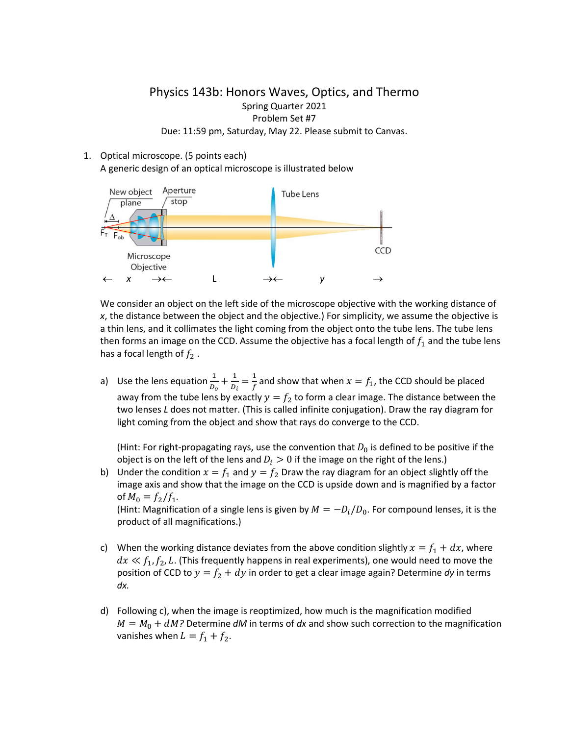# Physics 143b: Honors Waves, Optics, and Thermo

Spring Quarter 2021

Problem Set #7

Due: 11:59 pm, Saturday, May 22. Please submit to Canvas.

1. Optical microscope. (5 points each)

   A generic design of an optical microscope is illustrated below

   We consider an object on the left side of the microscope objective with the working distance of *x*, the distance between the object and the objective.) For simplicity, we assume the objective is a thin lens, and it collimates the light coming from the object onto the tube lens. The tube lens then forms an image on the CCD. Assume the objective has a focal length of $f_1$ and the tube lens has a focal length of $f_2$ .

   a) Use the lens equation $\frac{1}{D_o} + \frac{1}{D_i} = \frac{1}{f}$ and show that when $x = f_1$, the CCD should be placed away from the tube lens by exactly $y = f_2$ to form a clear image. The distance between the two lenses *L* does not matter. (This is called infinite conjugation). Draw the ray diagram for light coming from the object and show that rays do converge to the CCD.

      (Hint: For right-propagating rays, use the convention that $D_0$ is defined to be positive if the object is on the left of the lens and $D_i > 0$ if the image on the right of the lens.)

   b) Under the condition $x = f_1$ and $y = f_2$ Draw the ray diagram for an object slightly off the image axis and show that the image on the CCD is upside down and is magnified by a factor of $M_0 = f_2/f_1$.

      (Hint: Magnification of a single lens is given by $M = -D_i/D_0$. For compound lenses, it is the product of all magnifications.)

   c) When the working distance deviates from the above condition slightly $x = f_1 + dx$, where $dx \ll f_1, f_2, L$. (This frequently happens in real experiments), one would need to move the position of CCD to $y = f_2 + dy$ in order to get a clear image again? Determine *dy* in terms *dx.*

   d) Following c), when the image is reoptimized, how much is the magnification modified $M = M_0 + dM$? Determine *dM* in terms of *dx* and show such correction to the magnification vanishes when $L = f_1 + f_2$.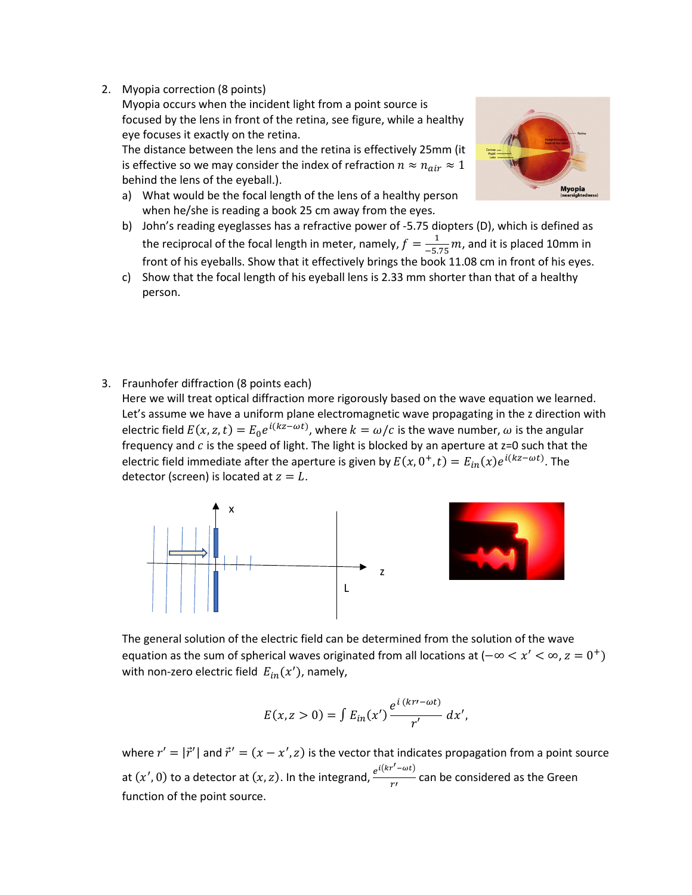2. Myopia correction (8 points)

   Myopia occurs when the incident light from a point source is focused by the lens in front of the retina, see figure, while a healthy eye focuses it exactly on the retina.

   The distance between the lens and the retina is effectively 25mm (it is effective so we may consider the index of refraction $n \approx n_{air} \approx 1$ behind the lens of the eyeball.).

   a) What would be the focal length of the lens of a healthy person when he/she is reading a book 25 cm away from the eyes.

   b) John's reading eyeglasses has a refractive power of -5.75 diopters (D), which is defined as the reciprocal of the focal length in meter, namely, $f = \frac{1}{-5.75} m$, and it is placed 10mm in front of his eyeballs. Show that it effectively brings the book 11.08 cm in front of his eyes.

   c) Show that the focal length of his eyeball lens is 2.33 mm shorter than that of a healthy person.

3. Fraunhofer diffraction (8 points each)

   Here we will treat optical diffraction more rigorously based on the wave equation we learned. Let's assume we have a uniform plane electromagnetic wave propagating in the z direction with electric field $E(x, z, t) = E_0 e^{i(kz-\omega t)}$, where $k = \omega/c$ is the wave number, $\omega$ is the angular frequency and $c$ is the speed of light. The light is blocked by an aperture at z=0 such that the electric field immediate after the aperture is given by $E(x, 0^+, t) = E_{in}(x) e^{i(kz-\omega t)}$. The detector (screen) is located at $z = L$.

   The general solution of the electric field can be determined from the solution of the wave equation as the sum of spherical waves originated from all locations at $(-\infty < x' < \infty, z = 0^+)$ with non-zero electric field $E_{in}(x')$, namely,

$$E(x, z > 0) = \int E_{in}(x') \frac{e^{i\,(kr\prime - \omega t)}}{r'} \, dx',$$

   where $r' = |\vec{r}'|$ and $\vec{r}' = (x - x', z)$ is the vector that indicates propagation from a point source at $(x', 0)$ to a detector at $(x, z)$. In the integrand, $\frac{e^{i(kr' - \omega t)}}{r\prime}$ can be considered as the Green function of the point source.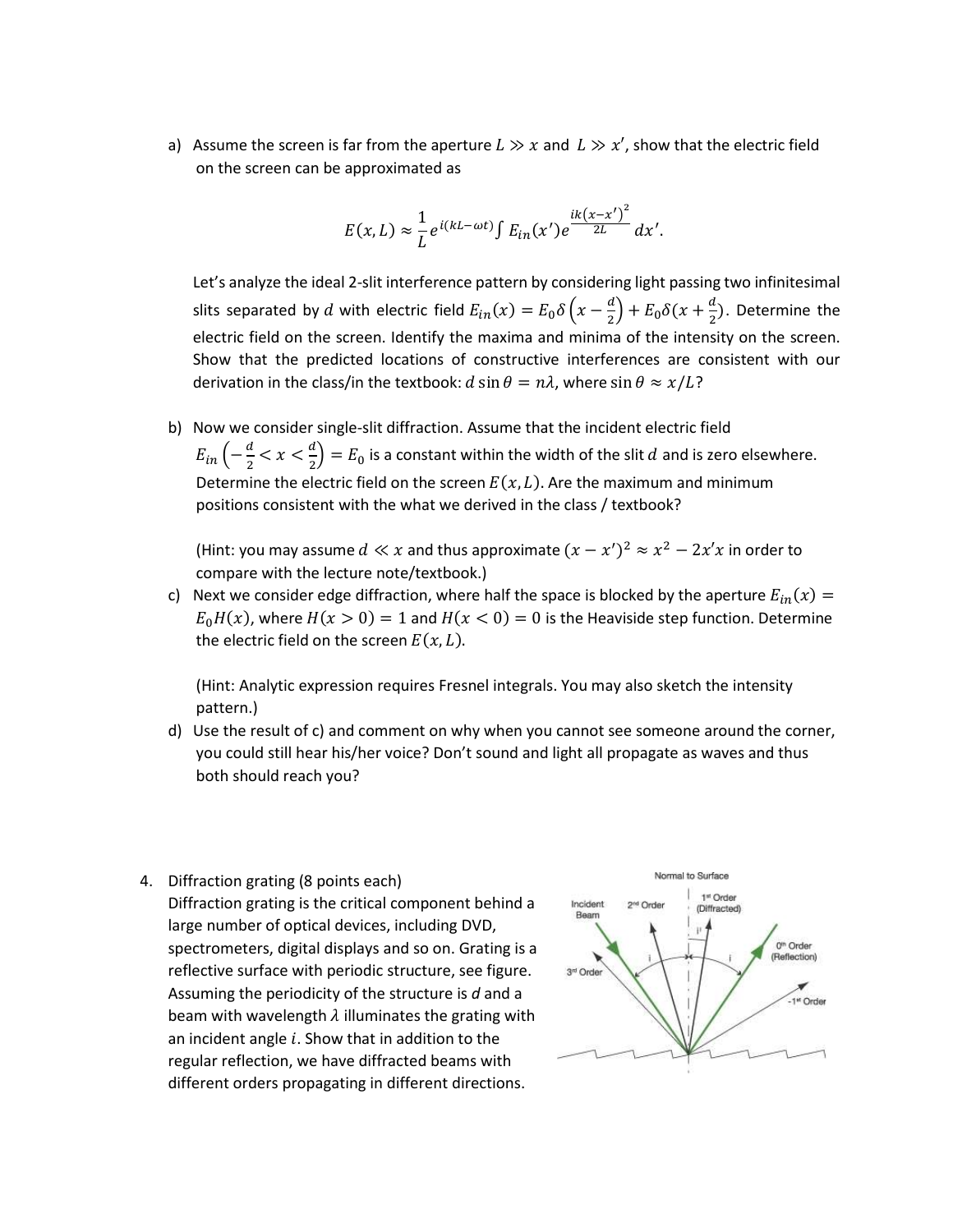a) Assume the screen is far from the aperture $L \gg x$ and $L \gg x'$, show that the electric field on the screen can be approximated as

$$E(x, L) \approx \frac{1}{L} e^{i(kL-\omega t)} \int E_{in}(x') e^{\frac{ik(x-x')^2}{2L}} dx'.$$

Let's analyze the ideal 2-slit interference pattern by considering light passing two infinitesimal slits separated by $d$ with electric field $E_{in}(x) = E_0 \delta\left(x - \frac{d}{2}\right) + E_0 \delta(x + \frac{d}{2})$. Determine the electric field on the screen. Identify the maxima and minima of the intensity on the screen. Show that the predicted locations of constructive interferences are consistent with our derivation in the class/in the textbook: $d \sin\theta = n\lambda$, where $\sin\theta \approx x/L$?

b) Now we consider single-slit diffraction. Assume that the incident electric field $E_{in}\left(-\frac{d}{2} < x < \frac{d}{2}\right) = E_0$ is a constant within the width of the slit $d$ and is zero elsewhere. Determine the electric field on the screen $E(x, L)$. Are the maximum and minimum positions consistent with the what we derived in the class / textbook?

   (Hint: you may assume $d \ll x$ and thus approximate $(x - x')^2 \approx x^2 - 2x'x$ in order to compare with the lecture note/textbook.)

c) Next we consider edge diffraction, where half the space is blocked by the aperture $E_{in}(x) = E_0 H(x)$, where $H(x > 0) = 1$ and $H(x < 0) = 0$ is the Heaviside step function. Determine the electric field on the screen $E(x, L)$.

   (Hint: Analytic expression requires Fresnel integrals. You may also sketch the intensity pattern.)

d) Use the result of c) and comment on why when you cannot see someone around the corner, you could still hear his/her voice? Don't sound and light all propagate as waves and thus both should reach you?

4. Diffraction grating (8 points each)
   Diffraction grating is the critical component behind a large number of optical devices, including DVD, spectrometers, digital displays and so on. Grating is a reflective surface with periodic structure, see figure. Assuming the periodicity of the structure is $d$ and a beam with wavelength $\lambda$ illuminates the grating with an incident angle $i$. Show that in addition to the regular reflection, we have diffracted beams with different orders propagating in different directions.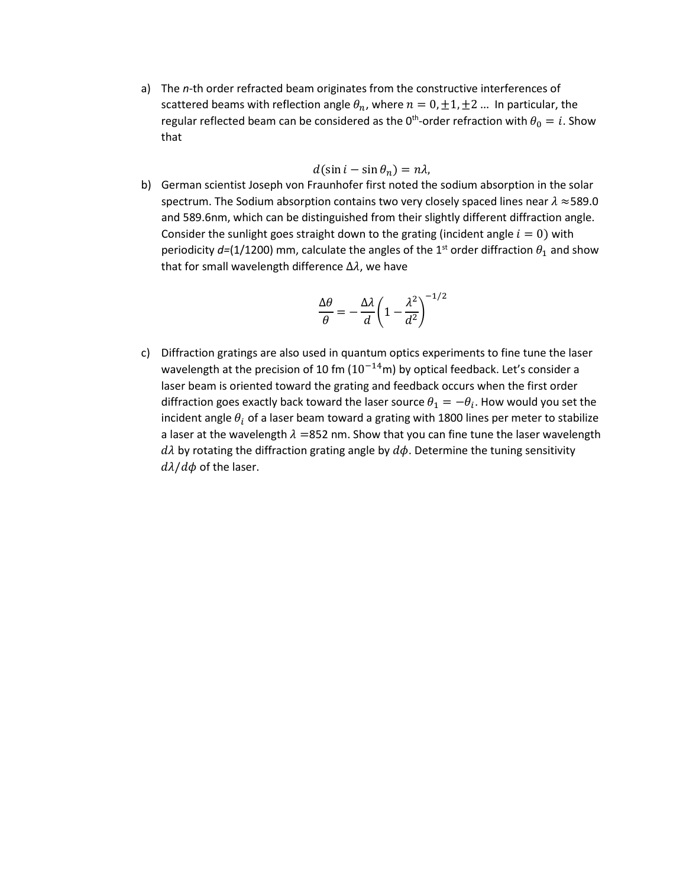a) The *n*-th order refracted beam originates from the constructive interferences of scattered beams with reflection angle $\theta_n$, where $n = 0, \pm1, \pm2 \ldots$ In particular, the regular reflected beam can be considered as the 0th-order refraction with $\theta_0 = i$. Show that

$$d(\sin i - \sin\theta_n) = n\lambda,$$

b) German scientist Joseph von Fraunhofer first noted the sodium absorption in the solar spectrum. The Sodium absorption contains two very closely spaced lines near $\lambda \approx 589.0$ and 589.6nm, which can be distinguished from their slightly different diffraction angle. Consider the sunlight goes straight down to the grating (incident angle $i = 0$) with periodicity *d*=(1/1200) mm, calculate the angles of the 1st order diffraction $\theta_1$ and show that for small wavelength difference $\Delta\lambda$, we have

$$\frac{\Delta\theta}{\theta} = -\frac{\Delta\lambda}{d}\left(1 - \frac{\lambda^2}{d^2}\right)^{-1/2}$$

c) Diffraction gratings are also used in quantum optics experiments to fine tune the laser wavelength at the precision of 10 fm ($10^{-14}$m) by optical feedback. Let's consider a laser beam is oriented toward the grating and feedback occurs when the first order diffraction goes exactly back toward the laser source $\theta_1 = -\theta_i$. How would you set the incident angle $\theta_i$ of a laser beam toward a grating with 1800 lines per meter to stabilize a laser at the wavelength $\lambda$ =852 nm. Show that you can fine tune the laser wavelength $d\lambda$ by rotating the diffraction grating angle by $d\phi$. Determine the tuning sensitivity $d\lambda/d\phi$ of the laser.